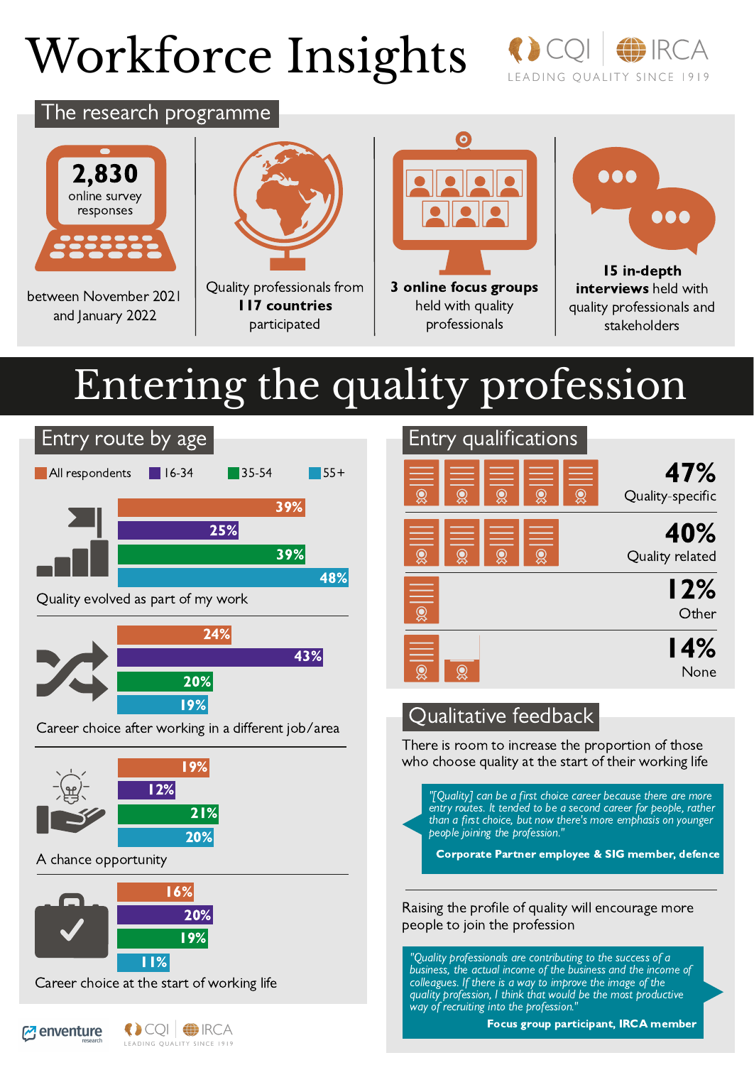# Workforce Insights

CQI | IRCA — LEADING QUALITY SINCE 1919

## The research programme

- **2,830** online survey responses between November 2021 and January 2022
- Quality professionals from **117 countries** participated
- **3 online focus groups** held with quality professionals
- **15 in-depth interviews** held with quality professionals and stakeholders

# Entering the quality profession

## Entry route by age

| | All respondents | 16-34 | 35-54 | 55+ |
|---|---|---|---|---|
| Quality evolved as part of my work | 39% | 25% | 39% | 48% |
| Career choice after working in a different job/area | 24% | 43% | 20% | 19% |
| A chance opportunity | 19% | 12% | 21% | 20% |
| Career choice at the start of working life | 16% | 20% | 19% | 11% |

## Entry qualifications

| Qualification | % |
|---|---|
| Quality-specific | 47% |
| Quality related | 40% |
| Other | 12% |
| None | 14% |

## Qualitative feedback

There is room to increase the proportion of those who choose quality at the start of their working life

> *"[Quality] can be a first choice career because there are more entry routes. It tended to be a second career for people, rather than a first choice, but now there's more emphasis on younger people joining the profession."*
>
> **Corporate Partner employee & SIG member, defence**

Raising the profile of quality will encourage more people to join the profession

> *"Quality professionals are contributing to the success of a business, the actual income of the business and the income of colleagues. If there is a way to improve the image of the quality profession, I think that would be the most productive way of recruiting into the profession."*
>
> **Focus group participant, IRCA member**

enventure research | CQI | IRCA — LEADING QUALITY SINCE 1919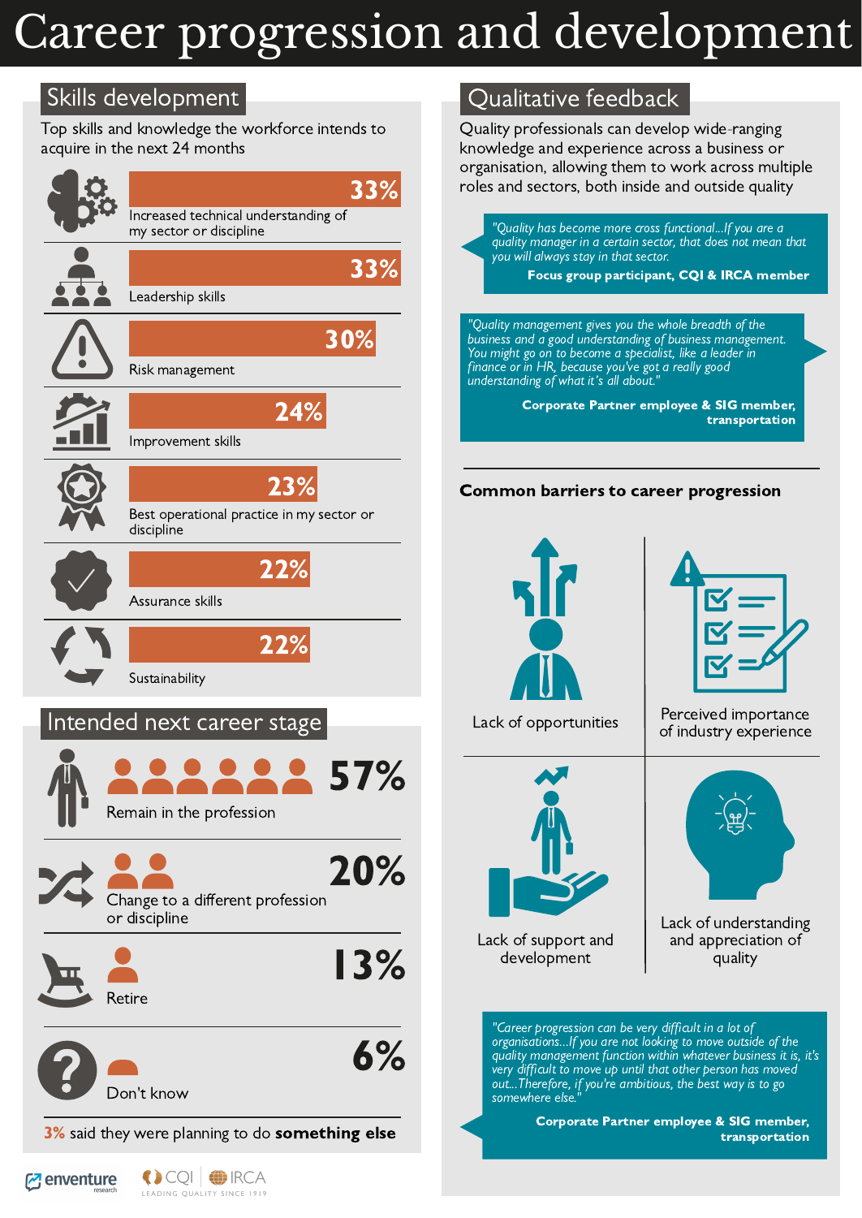# Career progression and development

## Skills development

Top skills and knowledge the workforce intends to acquire in the next 24 months

33%
Increased technical understanding of my sector or discipline

33%
Leadership skills

30%
Risk management

24%
Improvement skills

23%
Best operational practice in my sector or discipline

22%
Assurance skills

22%
Sustainability

## Intended next career stage

57%
Remain in the profession

20%
Change to a different profession or discipline

13%
Retire

6%
Don't know

**3%** said they were planning to do **something else**

## Qualitative feedback

Quality professionals can develop wide-ranging knowledge and experience across a business or organisation, allowing them to work across multiple roles and sectors, both inside and outside quality

*"Quality has become more cross functional...If you are a quality manager in a certain sector, that does not mean that you will always stay in that sector.*

**Focus group participant, CQI & IRCA member**

*"Quality management gives you the whole breadth of the business and a good understanding of business management. You might go on to become a specialist, like a leader in finance or in HR, because you've got a really good understanding of what it's all about."*

**Corporate Partner employee & SIG member, transportation**

### Common barriers to career progression

Lack of opportunities

Perceived importance of industry experience

Lack of support and development

Lack of understanding and appreciation of quality

*"Career progression can be very difficult in a lot of organisations...If you are not looking to move outside of the quality management function within whatever business it is, it's very difficult to move up until that other person has moved out...Therefore, if you're ambitious, the best way is to go somewhere else."*

**Corporate Partner employee & SIG member, transportation**

enventure research | CQI | IRCA — LEADING QUALITY SINCE 1919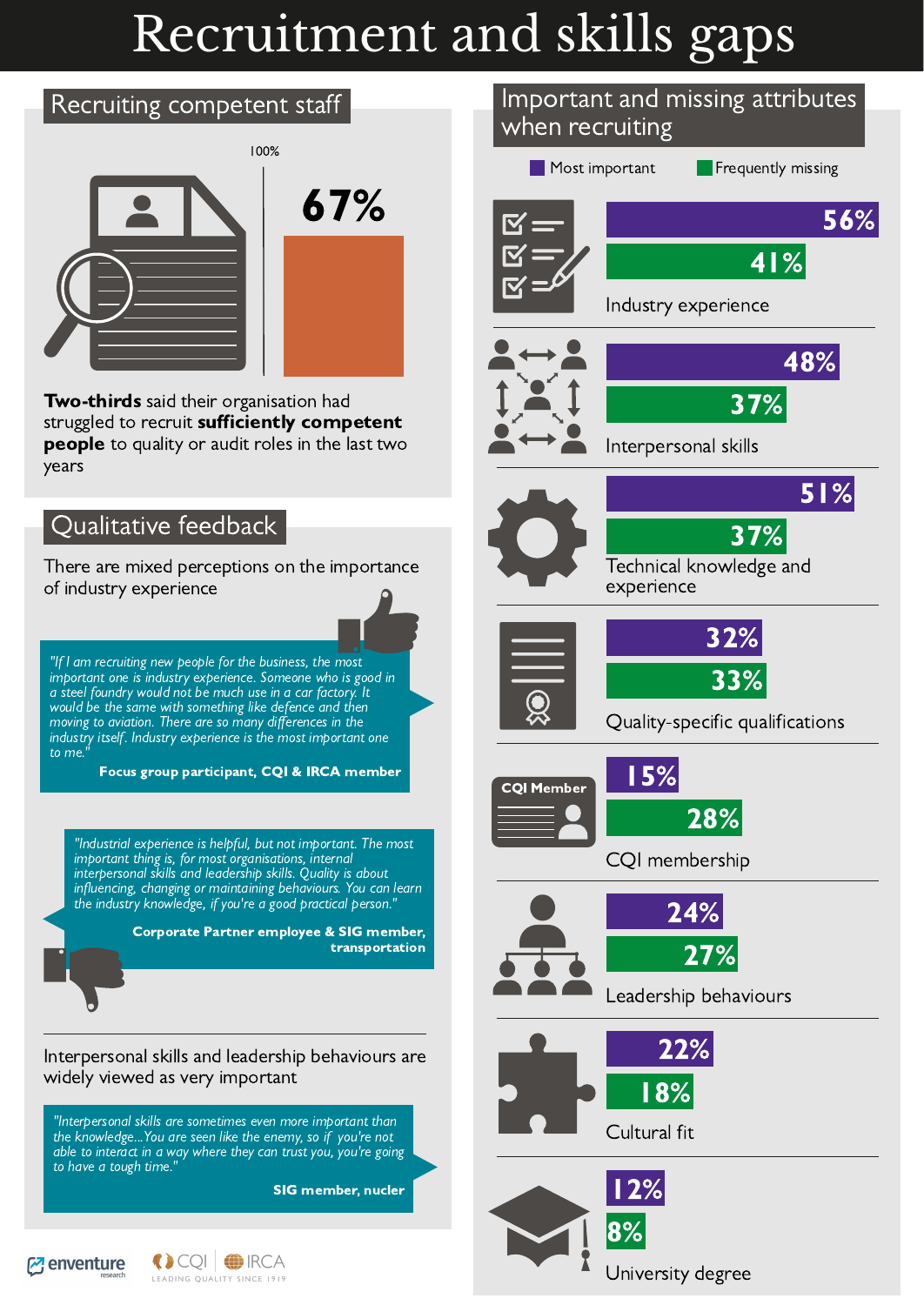# Recruitment and skills gaps

## Recruiting competent staff

100%

67%

**Two-thirds** said their organisation had struggled to recruit **sufficiently competent people** to quality or audit roles in the last two years

## Qualitative feedback

There are mixed perceptions on the importance of industry experience

*"If I am recruiting new people for the business, the most important one is industry experience. Someone who is good in a steel foundry would not be much use in a car factory. It would be the same with something like defence and then moving to aviation. There are so many differences in the industry itself. Industry experience is the most important one to me."*

**Focus group participant, CQI & IRCA member**

*"Industrial experience is helpful, but not important. The most important thing is, for most organisations, internal interpersonal skills and leadership skills. Quality is about influencing, changing or maintaining behaviours. You can learn the industry knowledge, if you're a good practical person."*

**Corporate Partner employee & SIG member, transportation**

Interpersonal skills and leadership behaviours are widely viewed as very important

*"Interpersonal skills are sometimes even more important than the knowledge...You are seen like the enemy, so if you're not able to interact in a way where they can trust you, you're going to have a tough time."*

**SIG member, nucler**

## Important and missing attributes when recruiting

Most important | Frequently missing

Industry experience: 56% / 41%

Interpersonal skills: 48% / 37%

Technical knowledge and experience: 51% / 37%

Quality-specific qualifications: 32% / 33%

CQI Member

CQI membership: 15% / 28%

Leadership behaviours: 24% / 27%

Cultural fit: 22% / 18%

University degree: 12% / 8%

enventure research

CQI | IRCA

LEADING QUALITY SINCE 1919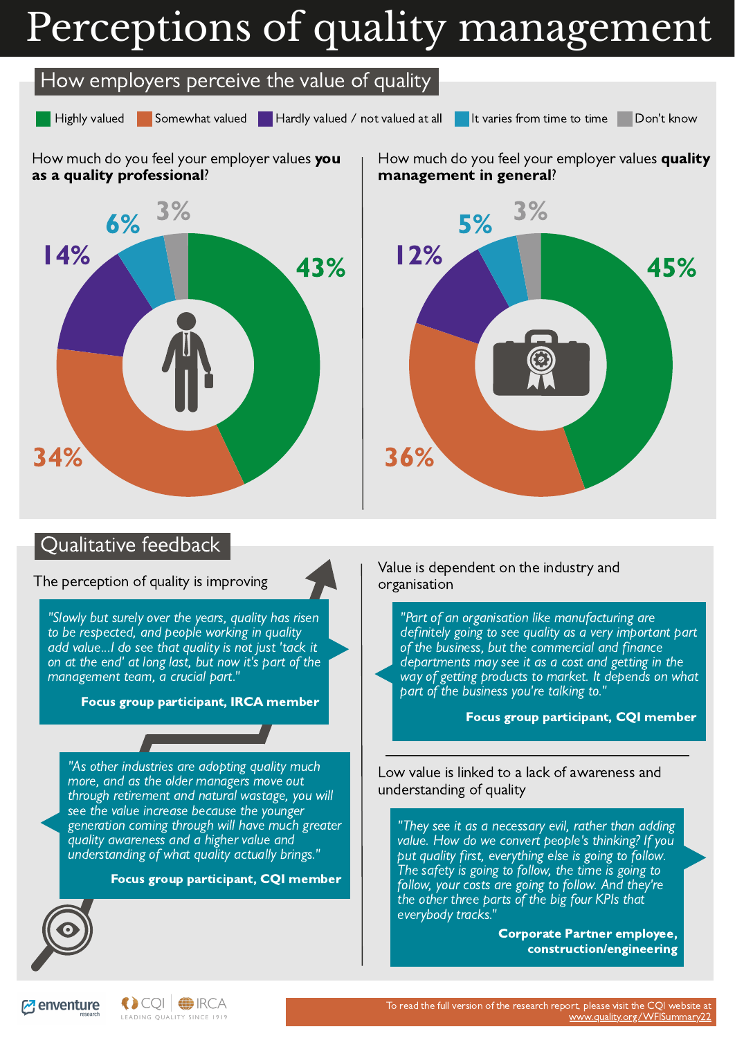# Perceptions of quality management

## How employers perceive the value of quality

Highly valued | Somewhat valued | Hardly valued / not valued at all | It varies from time to time | Don't know

**How much do you feel your employer values you as a quality professional?**

43%
34%
14%
6%
3%

**How much do you feel your employer values quality management in general?**

45%
36%
12%
5%
3%

## Qualitative feedback

### The perception of quality is improving

*"Slowly but surely over the years, quality has risen to be respected, and people working in quality add value...I do see that quality is not just 'tack it on at the end' at long last, but now it's part of the management team, a crucial part."*

**Focus group participant, IRCA member**

*"As other industries are adopting quality much more, and as the older managers move out through retirement and natural wastage, you will see the value increase because the younger generation coming through will have much greater quality awareness and a higher value and understanding of what quality actually brings."*

**Focus group participant, CQI member**

### Value is dependent on the industry and organisation

*"Part of an organisation like manufacturing are definitely going to see quality as a very important part of the business, but the commercial and finance departments may see it as a cost and getting in the way of getting products to market. It depends on what part of the business you're talking to."*

**Focus group participant, CQI member**

### Low value is linked to a lack of awareness and understanding of quality

*"They see it as a necessary evil, rather than adding value. How do we convert people's thinking? If you put quality first, everything else is going to follow. The safety is going to follow, the time is going to follow, your costs are going to follow. And they're the other three parts of the big four KPIs that everybody tracks."*

**Corporate Partner employee, construction/engineering**

enventure research | CQI | IRCA — LEADING QUALITY SINCE 1919

To read the full version of the research report, please visit the CQI website at www.quality.org/WFISummary22